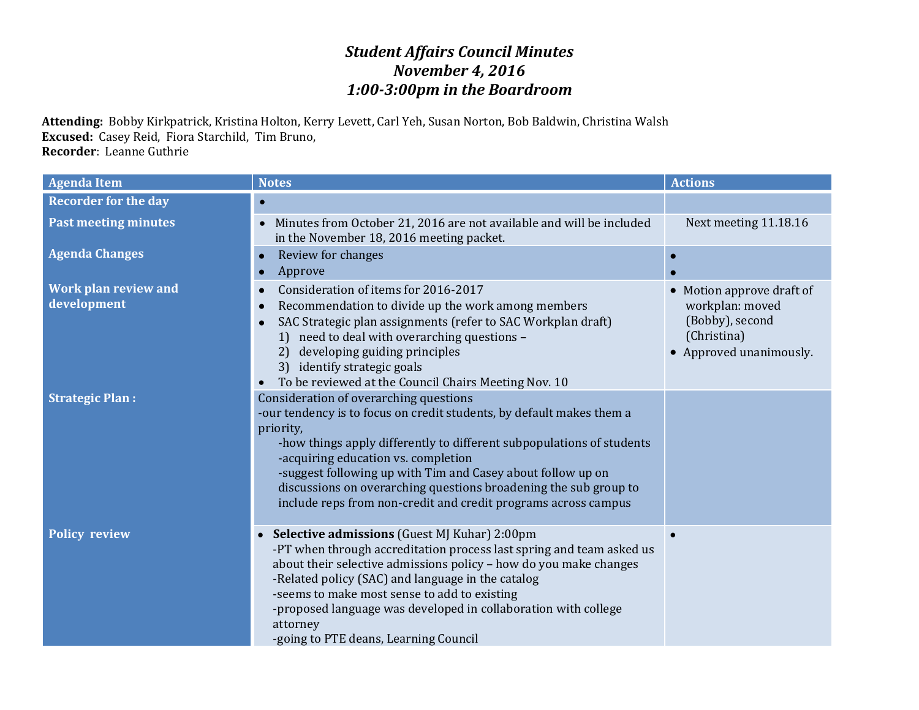# *Student Affairs Council Minutes*
# *November 4, 2016*
# *1:00-3:00pm in the Boardroom*

**Attending:** Bobby Kirkpatrick, Kristina Holton, Kerry Levett, Carl Yeh, Susan Norton, Bob Baldwin, Christina Walsh
**Excused:** Casey Reid, Fiora Starchild, Tim Bruno,
**Recorder**: Leanne Guthrie

| Agenda Item | Notes | Actions |
|---|---|---|
| **Recorder for the day** | • | |
| **Past meeting minutes** | • Minutes from October 21, 2016 are not available and will be included in the November 18, 2016 meeting packet. | Next meeting 11.18.16 |
| **Agenda Changes** | • Review for changes<br>• Approve | •<br>• |
| **Work plan review and development** | • Consideration of items for 2016-2017<br>• Recommendation to divide up the work among members<br>• SAC Strategic plan assignments (refer to SAC Workplan draft)<br>1) need to deal with overarching questions –<br>2) developing guiding principles<br>3) identify strategic goals<br>• To be reviewed at the Council Chairs Meeting Nov. 10 | • Motion approve draft of workplan: moved (Bobby), second (Christina)<br>• Approved unanimously. |
| **Strategic Plan :** | Consideration of overarching questions<br>-our tendency is to focus on credit students, by default makes them a priority,<br>-how things apply differently to different subpopulations of students<br>-acquiring education vs. completion<br>-suggest following up with Tim and Casey about follow up on discussions on overarching questions broadening the sub group to include reps from non-credit and credit programs across campus | |
| **Policy review** | • **Selective admissions** (Guest MJ Kuhar) 2:00pm<br>-PT when through accreditation process last spring and team asked us about their selective admissions policy – how do you make changes<br>-Related policy (SAC) and language in the catalog<br>-seems to make most sense to add to existing<br>-proposed language was developed in collaboration with college attorney<br>-going to PTE deans, Learning Council | • |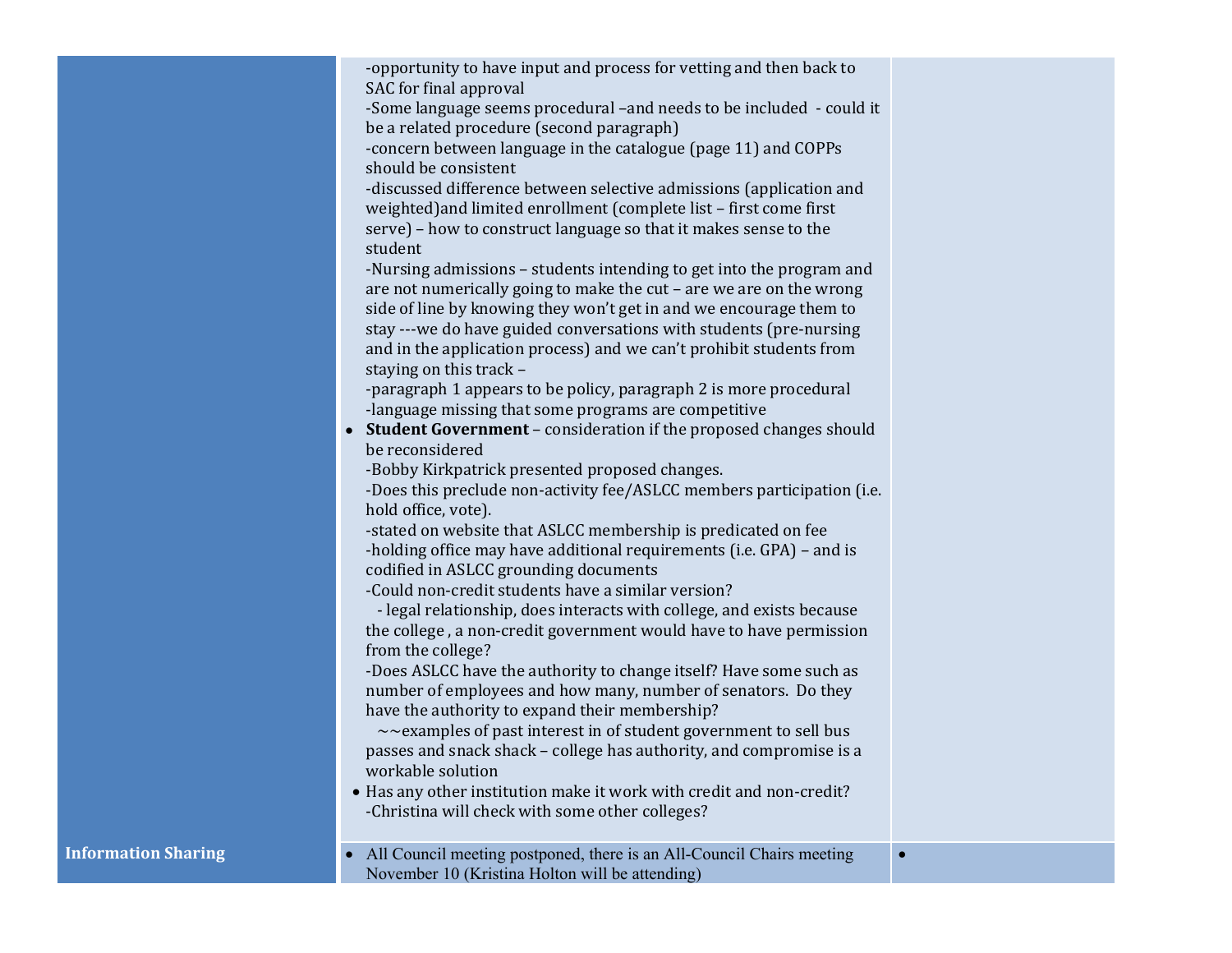| | | |
|---|---|---|
| | -opportunity to have input and process for vetting and then back to SAC for final approval<br>-Some language seems procedural –and needs to be included - could it be a related procedure (second paragraph)<br>-concern between language in the catalogue (page 11) and COPPs should be consistent<br>-discussed difference between selective admissions (application and weighted)and limited enrollment (complete list – first come first serve) – how to construct language so that it makes sense to the student<br>-Nursing admissions – students intending to get into the program and are not numerically going to make the cut – are we are on the wrong side of line by knowing they won't get in and we encourage them to stay ---we do have guided conversations with students (pre-nursing and in the application process) and we can't prohibit students from staying on this track –<br>-paragraph 1 appears to be policy, paragraph 2 is more procedural<br>-language missing that some programs are competitive<br>• **Student Government** – consideration if the proposed changes should be reconsidered<br>-Bobby Kirkpatrick presented proposed changes.<br>-Does this preclude non-activity fee/ASLCC members participation (i.e. hold office, vote).<br>-stated on website that ASLCC membership is predicated on fee<br>-holding office may have additional requirements (i.e. GPA) – and is codified in ASLCC grounding documents<br>-Could non-credit students have a similar version?<br>- legal relationship, does interacts with college, and exists because the college , a non-credit government would have to have permission from the college?<br>-Does ASLCC have the authority to change itself? Have some such as number of employees and how many, number of senators. Do they have the authority to expand their membership?<br>~~examples of past interest in of student government to sell bus passes and snack shack – college has authority, and compromise is a workable solution<br>• Has any other institution make it work with credit and non-credit?<br>-Christina will check with some other colleges? | |
| **Information Sharing** | • All Council meeting postponed, there is an All-Council Chairs meeting November 10 (Kristina Holton will be attending) | • |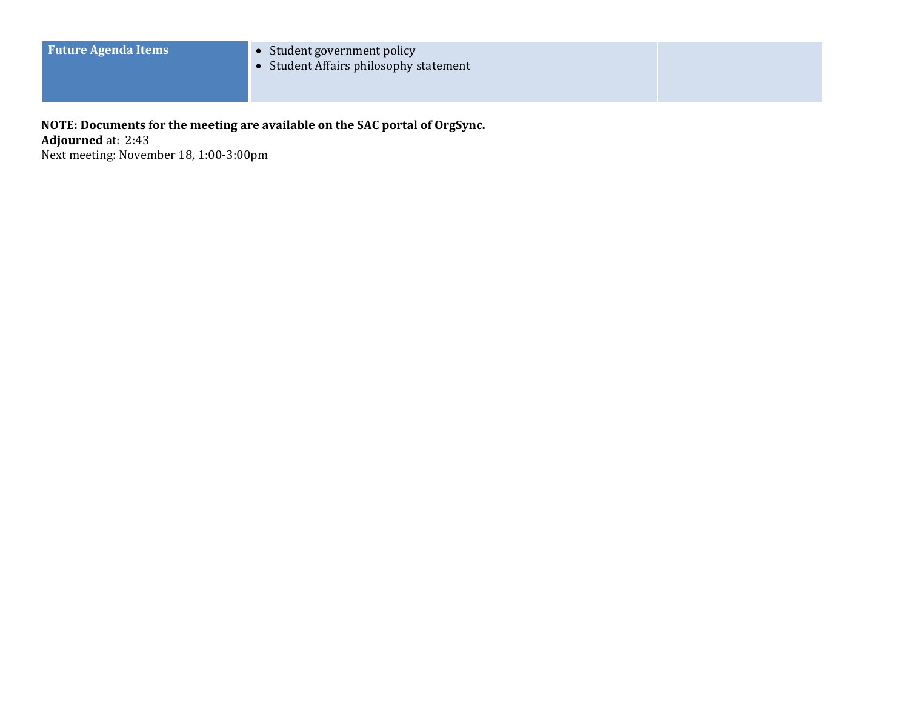| | | |
|---|---|---|
| **Future Agenda Items** | • Student government policy<br>• Student Affairs philosophy statement | |

**NOTE: Documents for the meeting are available on the SAC portal of OrgSync.**
**Adjourned** at: 2:43
Next meeting: November 18, 1:00-3:00pm